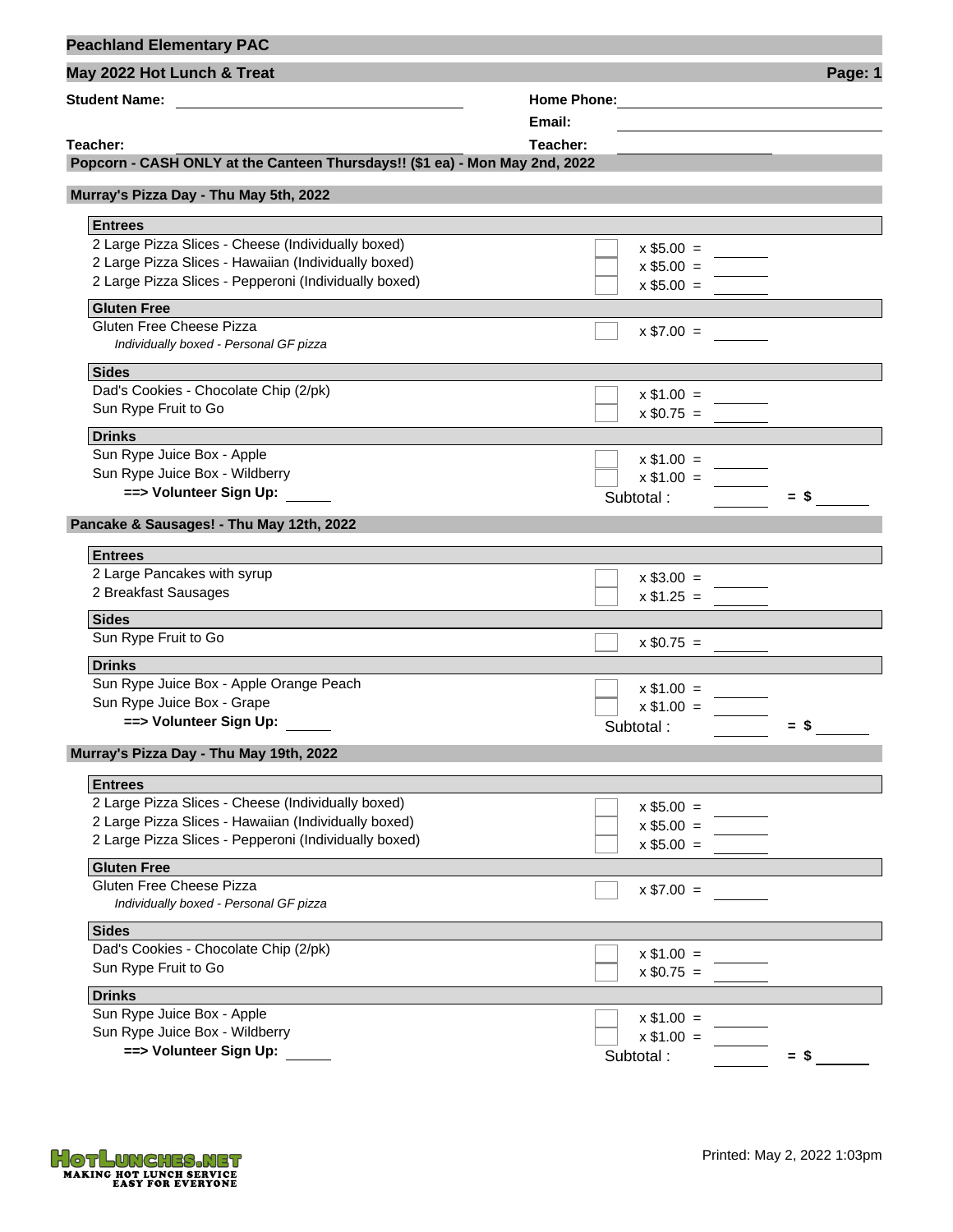# Peachland Elementary PAC

## May 2022 Hot Lunch & Treat

**Student Name:** ______________________ **Home Phone:** ______________________

**Email:** ______________________

**Teacher:** ______________________ **Teacher:** ______________________

### Popcorn - CASH ONLY at the Canteen Thursdays!! ($1 ea) - Mon May 2nd, 2022

### Murray's Pizza Day - Thu May 5th, 2022

| Item | Qty | Price | Total |
|---|---|---|---|
| **Entrees** | | | |
| 2 Large Pizza Slices - Cheese (Individually boxed) | | x $5.00 = | |
| 2 Large Pizza Slices - Hawaiian (Individually boxed) | | x $5.00 = | |
| 2 Large Pizza Slices - Pepperoni (Individually boxed) | | x $5.00 = | |
| **Gluten Free** | | | |
| Gluten Free Cheese Pizza<br>*Individually boxed - Personal GF pizza* | | x $7.00 = | |
| **Sides** | | | |
| Dad's Cookies - Chocolate Chip (2/pk) | | x $1.00 = | |
| Sun Rype Fruit to Go | | x $0.75 = | |
| **Drinks** | | | |
| Sun Rype Juice Box - Apple | | x $1.00 = | |
| Sun Rype Juice Box - Wildberry | | x $1.00 = | |
| **==> Volunteer Sign Up:** ______ | | Subtotal : | = $ ______ |

### Pancake & Sausages! - Thu May 12th, 2022

| Item | Qty | Price | Total |
|---|---|---|---|
| **Entrees** | | | |
| 2 Large Pancakes with syrup | | x $3.00 = | |
| 2 Breakfast Sausages | | x $1.25 = | |
| **Sides** | | | |
| Sun Rype Fruit to Go | | x $0.75 = | |
| **Drinks** | | | |
| Sun Rype Juice Box - Apple Orange Peach | | x $1.00 = | |
| Sun Rype Juice Box - Grape | | x $1.00 = | |
| **==> Volunteer Sign Up:** ______ | | Subtotal : | = $ ______ |

### Murray's Pizza Day - Thu May 19th, 2022

| Item | Qty | Price | Total |
|---|---|---|---|
| **Entrees** | | | |
| 2 Large Pizza Slices - Cheese (Individually boxed) | | x $5.00 = | |
| 2 Large Pizza Slices - Hawaiian (Individually boxed) | | x $5.00 = | |
| 2 Large Pizza Slices - Pepperoni (Individually boxed) | | x $5.00 = | |
| **Gluten Free** | | | |
| Gluten Free Cheese Pizza<br>*Individually boxed - Personal GF pizza* | | x $7.00 = | |
| **Sides** | | | |
| Dad's Cookies - Chocolate Chip (2/pk) | | x $1.00 = | |
| Sun Rype Fruit to Go | | x $0.75 = | |
| **Drinks** | | | |
| Sun Rype Juice Box - Apple | | x $1.00 = | |
| Sun Rype Juice Box - Wildberry | | x $1.00 = | |
| **==> Volunteer Sign Up:** ______ | | Subtotal : | = $ ______ |

HOTLUNCHES.NET — MAKING HOT LUNCH SERVICE EASY FOR EVERYONE

Printed: May 2, 2022 1:03pm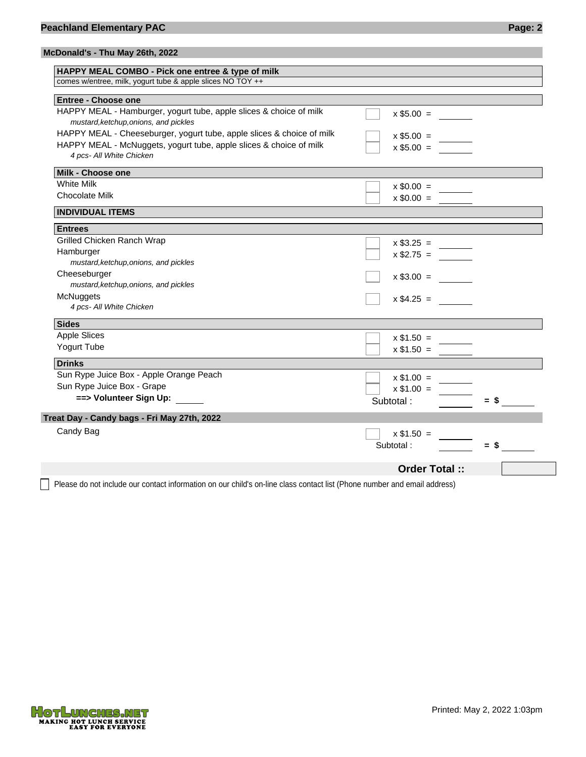## McDonald's - Thu May 26th, 2022

### HAPPY MEAL COMBO - Pick one entree & type of milk

comes w/entree, milk, yogurt tube & apple slices NO TOY ++

| Entree - Choose one | Qty | Price | Total |
|---|---|---|---|
| HAPPY MEAL - Hamburger, yogurt tube, apple slices & choice of milk<br>*mustard,ketchup,onions, and pickles* | | x $5.00 = | |
| HAPPY MEAL - Cheeseburger, yogurt tube, apple slices & choice of milk | | x $5.00 = | |
| HAPPY MEAL - McNuggets, yogurt tube, apple slices & choice of milk<br>*4 pcs- All White Chicken* | | x $5.00 = | |

| Milk - Choose one | Qty | Price | Total |
|---|---|---|---|
| White Milk | | x $0.00 = | |
| Chocolate Milk | | x $0.00 = | |

### INDIVIDUAL ITEMS

| Entrees | Qty | Price | Total |
|---|---|---|---|
| Grilled Chicken Ranch Wrap | | x $3.25 = | |
| Hamburger<br>*mustard,ketchup,onions, and pickles* | | x $2.75 = | |
| Cheeseburger<br>*mustard,ketchup,onions, and pickles* | | x $3.00 = | |
| McNuggets<br>*4 pcs- All White Chicken* | | x $4.25 = | |

| Sides | Qty | Price | Total |
|---|---|---|---|
| Apple Slices | | x $1.50 = | |
| Yogurt Tube | | x $1.50 = | |

| Drinks | Qty | Price | Total |
|---|---|---|---|
| Sun Rype Juice Box - Apple Orange Peach | | x $1.00 = | |
| Sun Rype Juice Box - Grape | | x $1.00 = | |

**==> Volunteer Sign Up:** ______

Subtotal : ______ = $ ______

## Treat Day - Candy bags - Fri May 27th, 2022

| Item | Qty | Price | Total |
|---|---|---|---|
| Candy Bag | | x $1.50 = | |

Subtotal : ______ = $ ______

**Order Total ::** ______

☐ Please do not include our contact information on our child's on-line class contact list (Phone number and email address)

HOTLUNCHES.NET MAKING HOT LUNCH SERVICE EASY FOR EVERYONE

Printed: May 2, 2022 1:03pm